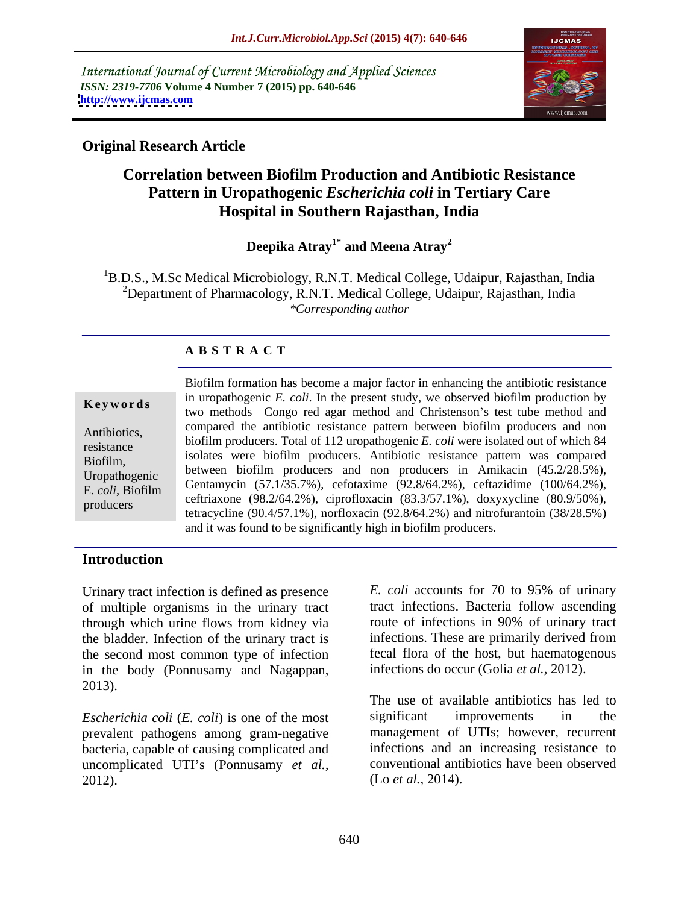International Journal of Current Microbiology and Applied Sciences
*ISSN: 2319-7706* **Volume 4 Number 7 (2015) pp. 640-646**
**http://www.ijcmas.com**

**Original Research Article**

# Correlation between Biofilm Production and Antibiotic Resistance Pattern in Uropathogenic *Escherichia coli* in Tertiary Care Hospital in Southern Rajasthan, India

**Deepika Atray[1*] and Meena Atray[2]**

[1]B.D.S., M.Sc Medical Microbiology, R.N.T. Medical College, Udaipur, Rajasthan, India
[2]Department of Pharmacology, R.N.T. Medical College, Udaipur, Rajasthan, India
*\*Corresponding author*

## A B S T R A C T

**Keywords**

Antibiotics, resistance Biofilm, Uropathogenic E. *coli*, Biofilm producers

Biofilm formation has become a major factor in enhancing the antibiotic resistance in uropathogenic *E. coli*. In the present study, we observed biofilm production by two methods –Congo red agar method and Christenson's test tube method and compared the antibiotic resistance pattern between biofilm producers and non biofilm producers. Total of 112 uropathogenic *E. coli* were isolated out of which 84 isolates were biofilm producers. Antibiotic resistance pattern was compared between biofilm producers and non producers in Amikacin (45.2/28.5%), Gentamycin (57.1/35.7%), cefotaxime (92.8/64.2%), ceftazidime (100/64.2%), ceftriaxone (98.2/64.2%), ciprofloxacin (83.3/57.1%), doxyxycline (80.9/50%), tetracycline (90.4/57.1%), norfloxacin (92.8/64.2%) and nitrofurantoin (38/28.5%) and it was found to be significantly high in biofilm producers.

## Introduction

Urinary tract infection is defined as presence of multiple organisms in the urinary tract through which urine flows from kidney via the bladder. Infection of the urinary tract is the second most common type of infection in the body (Ponnusamy and Nagappan, 2013).

*Escherichia coli* (*E. coli*) is one of the most prevalent pathogens among gram-negative bacteria, capable of causing complicated and uncomplicated UTI's (Ponnusamy *et al.,* 2012).

*E. coli* accounts for 70 to 95% of urinary tract infections. Bacteria follow ascending route of infections in 90% of urinary tract infections. These are primarily derived from fecal flora of the host, but haematogenous infections do occur (Golia *et al.,* 2012).

The use of available antibiotics has led to significant improvements in the management of UTIs; however, recurrent infections and an increasing resistance to conventional antibiotics have been observed (Lo *et al.,* 2014).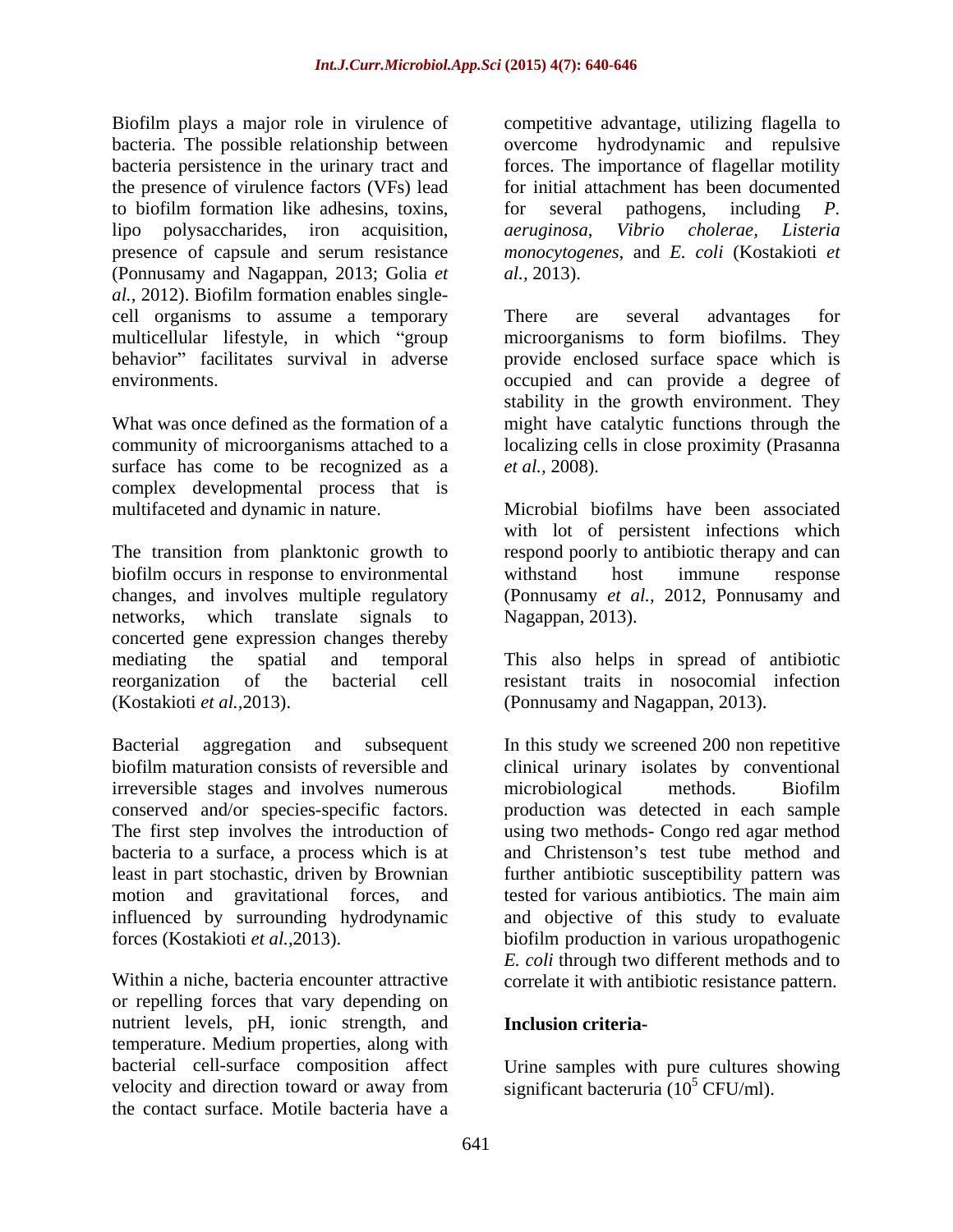Biofilm plays a major role in virulence of bacteria. The possible relationship between bacteria persistence in the urinary tract and the presence of virulence factors (VFs) lead to biofilm formation like adhesins, toxins, lipo polysaccharides, iron acquisition, presence of capsule and serum resistance (Ponnusamy and Nagappan, 2013; Golia *et al.,* 2012). Biofilm formation enables single-cell organisms to assume a temporary multicellular lifestyle, in which "group behavior" facilitates survival in adverse environments.

What was once defined as the formation of a community of microorganisms attached to a surface has come to be recognized as a complex developmental process that is multifaceted and dynamic in nature.

The transition from planktonic growth to biofilm occurs in response to environmental changes, and involves multiple regulatory networks, which translate signals to concerted gene expression changes thereby mediating the spatial and temporal reorganization of the bacterial cell (Kostakioti *et al.,*2013).

Bacterial aggregation and subsequent biofilm maturation consists of reversible and irreversible stages and involves numerous conserved and/or species-specific factors. The first step involves the introduction of bacteria to a surface, a process which is at least in part stochastic, driven by Brownian motion and gravitational forces, and influenced by surrounding hydrodynamic forces (Kostakioti *et al.,*2013).

Within a niche, bacteria encounter attractive or repelling forces that vary depending on nutrient levels, pH, ionic strength, and temperature. Medium properties, along with bacterial cell-surface composition affect velocity and direction toward or away from the contact surface. Motile bacteria have a competitive advantage, utilizing flagella to overcome hydrodynamic and repulsive forces. The importance of flagellar motility for initial attachment has been documented for several pathogens, including *P. aeruginosa*, *Vibrio cholerae, Listeria monocytogenes*, and *E. coli* (Kostakioti *et al.,* 2013).

There are several advantages for microorganisms to form biofilms. They provide enclosed surface space which is occupied and can provide a degree of stability in the growth environment. They might have catalytic functions through the localizing cells in close proximity (Prasanna *et al.,* 2008).

Microbial biofilms have been associated with lot of persistent infections which respond poorly to antibiotic therapy and can withstand host immune response (Ponnusamy *et al.,* 2012, Ponnusamy and Nagappan, 2013).

This also helps in spread of antibiotic resistant traits in nosocomial infection (Ponnusamy and Nagappan, 2013).

In this study we screened 200 non repetitive clinical urinary isolates by conventional microbiological methods. Biofilm production was detected in each sample using two methods- Congo red agar method and Christenson's test tube method and further antibiotic susceptibility pattern was tested for various antibiotics. The main aim and objective of this study to evaluate biofilm production in various uropathogenic *E. coli* through two different methods and to correlate it with antibiotic resistance pattern.

**Inclusion criteria-**

Urine samples with pure cultures showing significant bacteruria ($10^5$ CFU/ml).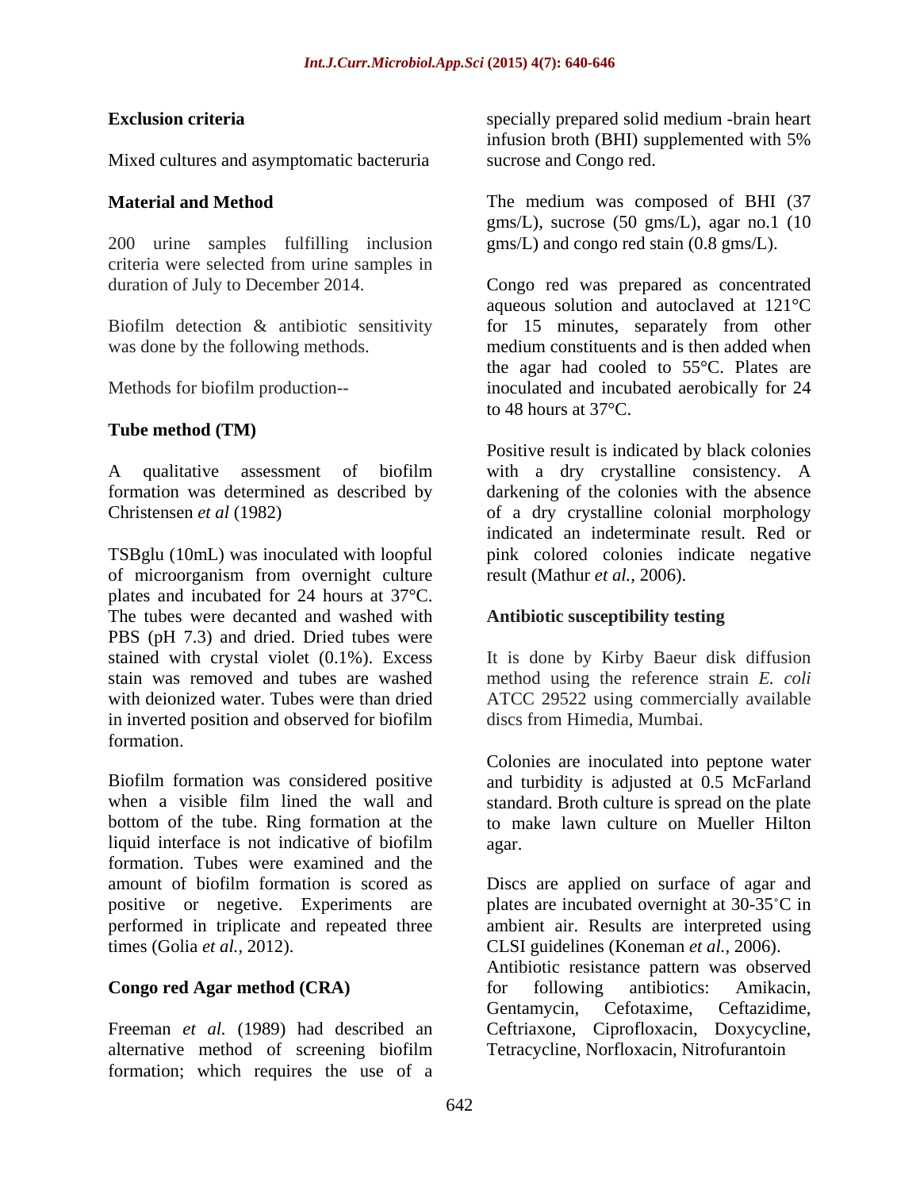**Exclusion criteria**

Mixed cultures and asymptomatic bacteruria

**Material and Method**

200 urine samples fulfilling inclusion criteria were selected from urine samples in duration of July to December 2014.

Biofilm detection & antibiotic sensitivity was done by the following methods.

Methods for biofilm production--

**Tube method (TM)**

A qualitative assessment of biofilm formation was determined as described by Christensen *et al* (1982)

TSBglu (10mL) was inoculated with loopful of microorganism from overnight culture plates and incubated for 24 hours at 37°C. The tubes were decanted and washed with PBS (pH 7.3) and dried. Dried tubes were stained with crystal violet (0.1%). Excess stain was removed and tubes are washed with deionized water. Tubes were than dried in inverted position and observed for biofilm formation.

Biofilm formation was considered positive when a visible film lined the wall and bottom of the tube. Ring formation at the liquid interface is not indicative of biofilm formation. Tubes were examined and the amount of biofilm formation is scored as positive or negetive. Experiments are performed in triplicate and repeated three times (Golia *et al.,* 2012).

**Congo red Agar method (CRA)**

Freeman *et al.* (1989) had described an alternative method of screening biofilm formation; which requires the use of a specially prepared solid medium -brain heart infusion broth (BHI) supplemented with 5% sucrose and Congo red.

The medium was composed of BHI (37 gms/L), sucrose (50 gms/L), agar no.1 (10 gms/L) and congo red stain (0.8 gms/L).

Congo red was prepared as concentrated aqueous solution and autoclaved at 121°C for 15 minutes, separately from other medium constituents and is then added when the agar had cooled to 55°C. Plates are inoculated and incubated aerobically for 24 to 48 hours at 37°C.

Positive result is indicated by black colonies with a dry crystalline consistency. A darkening of the colonies with the absence of a dry crystalline colonial morphology indicated an indeterminate result. Red or pink colored colonies indicate negative result (Mathur *et al.,* 2006).

**Antibiotic susceptibility testing**

It is done by Kirby Baeur disk diffusion method using the reference strain *E. coli* ATCC 29522 using commercially available discs from Himedia, Mumbai.

Colonies are inoculated into peptone water and turbidity is adjusted at 0.5 McFarland standard. Broth culture is spread on the plate to make lawn culture on Mueller Hilton agar.

Discs are applied on surface of agar and plates are incubated overnight at 30-35˚C in ambient air. Results are interpreted using CLSI guidelines (Koneman *et al.,* 2006).
Antibiotic resistance pattern was observed for following antibiotics: Amikacin, Gentamycin, Cefotaxime, Ceftazidime, Ceftriaxone, Ciprofloxacin, Doxycycline, Tetracycline, Norfloxacin, Nitrofurantoin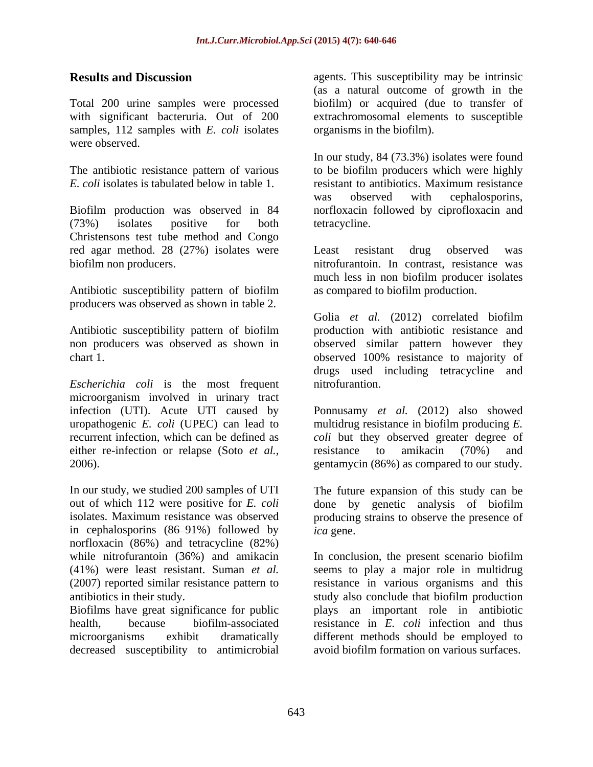## Results and Discussion

Total 200 urine samples were processed with significant bacteruria. Out of 200 samples, 112 samples with *E. coli* isolates were observed.

The antibiotic resistance pattern of various *E. coli* isolates is tabulated below in table 1.

Biofilm production was observed in 84 (73%) isolates positive for both Christensons test tube method and Congo red agar method. 28 (27%) isolates were biofilm non producers.

Antibiotic susceptibility pattern of biofilm producers was observed as shown in table 2.

Antibiotic susceptibility pattern of biofilm non producers was observed as shown in chart 1.

*Escherichia coli* is the most frequent microorganism involved in urinary tract infection (UTI). Acute UTI caused by uropathogenic *E. coli* (UPEC) can lead to recurrent infection, which can be defined as either re-infection or relapse (Soto *et al.,* 2006).

In our study, we studied 200 samples of UTI out of which 112 were positive for *E. coli* isolates. Maximum resistance was observed in cephalosporins (86–91%) followed by norfloxacin (86%) and tetracycline (82%) while nitrofurantoin (36%) and amikacin (41%) were least resistant. Suman *et al.* (2007) reported similar resistance pattern to antibiotics in their study.

Biofilms have great significance for public health, because biofilm-associated microorganisms exhibit dramatically decreased susceptibility to antimicrobial agents. This susceptibility may be intrinsic (as a natural outcome of growth in the biofilm) or acquired (due to transfer of extrachromosomal elements to susceptible organisms in the biofilm).

In our study, 84 (73.3%) isolates were found to be biofilm producers which were highly resistant to antibiotics. Maximum resistance was observed with cephalosporins, norfloxacin followed by ciprofloxacin and tetracycline.

Least resistant drug observed was nitrofurantoin. In contrast, resistance was much less in non biofilm producer isolates as compared to biofilm production.

Golia *et al.* (2012) correlated biofilm production with antibiotic resistance and observed similar pattern however they observed 100% resistance to majority of drugs used including tetracycline and nitrofurantion.

Ponnusamy *et al.* (2012) also showed multidrug resistance in biofilm producing *E. coli* but they observed greater degree of resistance to amikacin (70%) and gentamycin (86%) as compared to our study.

The future expansion of this study can be done by genetic analysis of biofilm producing strains to observe the presence of *ica* gene.

In conclusion, the present scenario biofilm seems to play a major role in multidrug resistance in various organisms and this study also conclude that biofilm production plays an important role in antibiotic resistance in *E. coli* infection and thus different methods should be employed to avoid biofilm formation on various surfaces.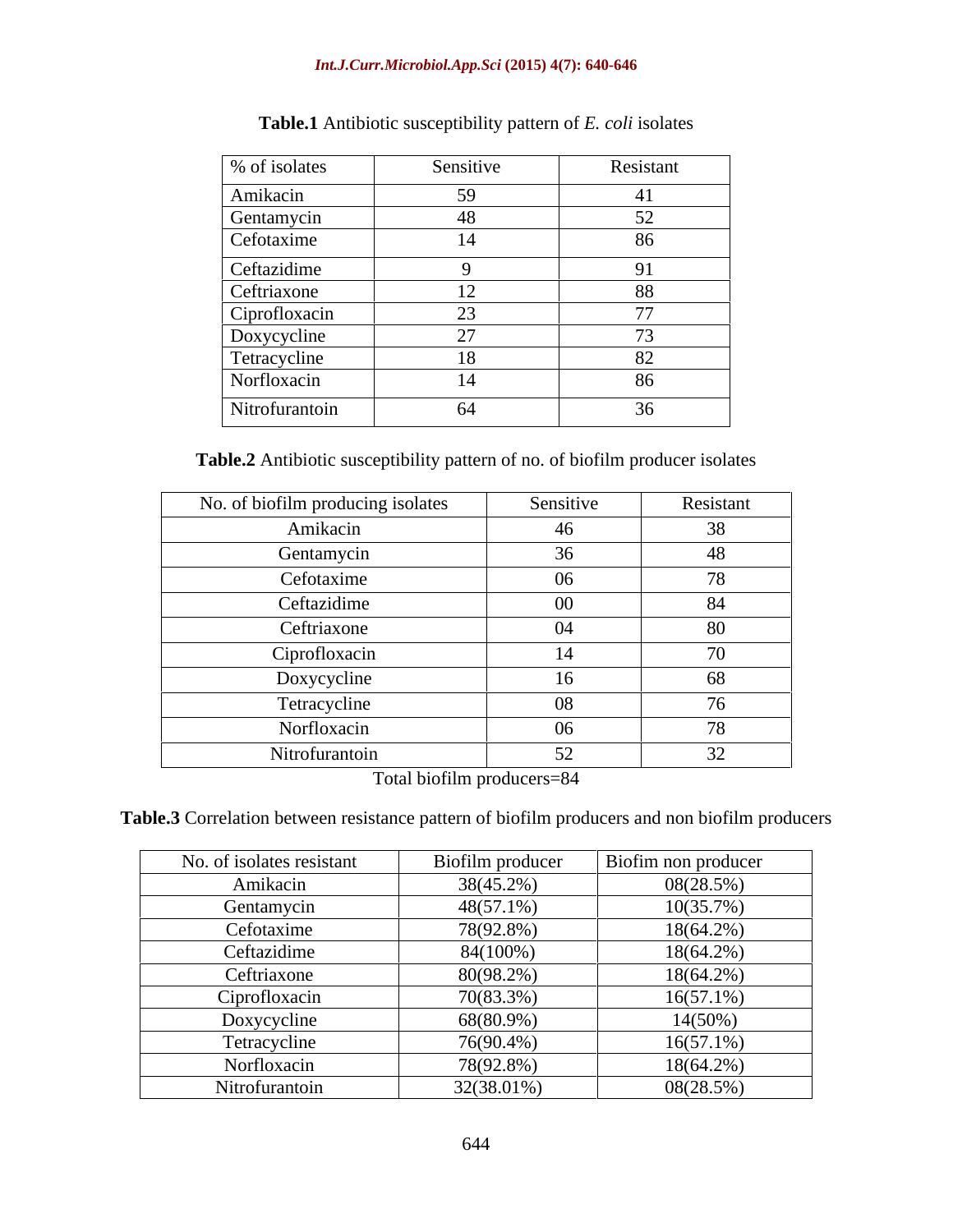**Table.1** Antibiotic susceptibility pattern of *E. coli* isolates

| % of isolates | Sensitive | Resistant |
|---|---|---|
| Amikacin | 59 | 41 |
| Gentamycin | 48 | 52 |
| Cefotaxime | 14 | 86 |
| Ceftazidime | 9 | 91 |
| Ceftriaxone | 12 | 88 |
| Ciprofloxacin | 23 | 77 |
| Doxycycline | 27 | 73 |
| Tetracycline | 18 | 82 |
| Norfloxacin | 14 | 86 |
| Nitrofurantoin | 64 | 36 |

**Table.2** Antibiotic susceptibility pattern of no. of biofilm producer isolates

| No. of biofilm producing isolates | Sensitive | Resistant |
|---|---|---|
| Amikacin | 46 | 38 |
| Gentamycin | 36 | 48 |
| Cefotaxime | 06 | 78 |
| Ceftazidime | 00 | 84 |
| Ceftriaxone | 04 | 80 |
| Ciprofloxacin | 14 | 70 |
| Doxycycline | 16 | 68 |
| Tetracycline | 08 | 76 |
| Norfloxacin | 06 | 78 |
| Nitrofurantoin | 52 | 32 |

Total biofilm producers=84

**Table.3** Correlation between resistance pattern of biofilm producers and non biofilm producers

| No. of isolates resistant | Biofilm producer | Biofim non producer |
|---|---|---|
| Amikacin | 38(45.2%) | 08(28.5%) |
| Gentamycin | 48(57.1%) | 10(35.7%) |
| Cefotaxime | 78(92.8%) | 18(64.2%) |
| Ceftazidime | 84(100%) | 18(64.2%) |
| Ceftriaxone | 80(98.2%) | 18(64.2%) |
| Ciprofloxacin | 70(83.3%) | 16(57.1%) |
| Doxycycline | 68(80.9%) | 14(50%) |
| Tetracycline | 76(90.4%) | 16(57.1%) |
| Norfloxacin | 78(92.8%) | 18(64.2%) |
| Nitrofurantoin | 32(38.01%) | 08(28.5%) |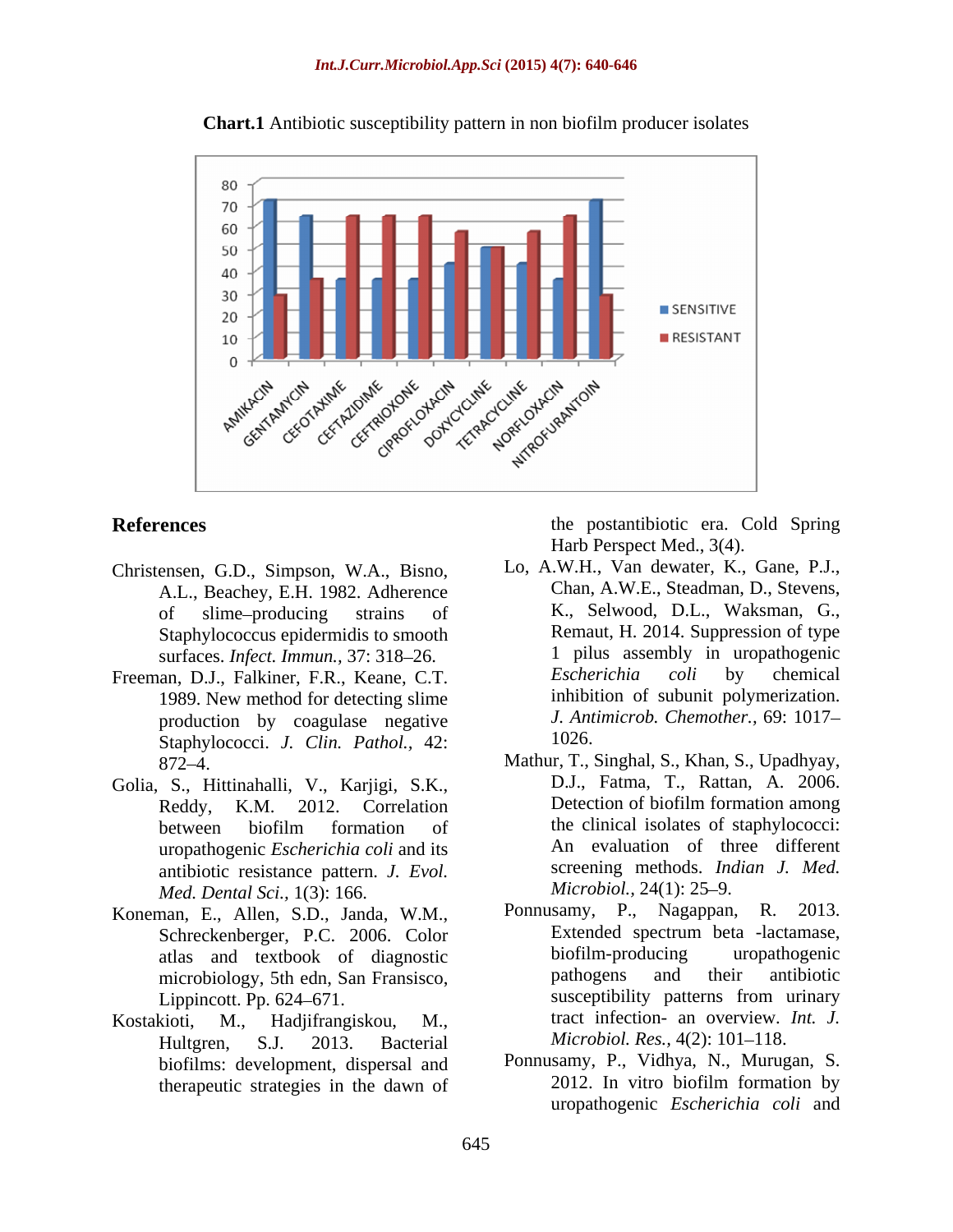**Chart.1** Antibiotic susceptibility pattern in non biofilm producer isolates

80
70
60
50
40
30
20
10
0

SENSITIVE
RESISTANT

AMIKACIN
GENTAMYCIN
CEFOTAXIME
CEFTAZIDIME
CEFTRIOXONE
CIPROFLOXACIN
DOXYCYCLINE
TETRACYCLINE
NORFLOXACIN
NITROFURANTOIN

## References

Christensen, G.D., Simpson, W.A., Bisno, A.L., Beachey, E.H. 1982. Adherence of slime–producing strains of Staphylococcus epidermidis to smooth surfaces. *Infect. Immun.,* 37: 318–26.

Freeman, D.J., Falkiner, F.R., Keane, C.T. 1989. New method for detecting slime production by coagulase negative Staphylococci. *J. Clin. Pathol.,* 42: 872–4.

Golia, S., Hittinahalli, V., Karjigi, S.K., Reddy, K.M. 2012. Correlation between biofilm formation of uropathogenic *Escherichia coli* and its antibiotic resistance pattern. *J. Evol. Med. Dental Sci.,* 1(3): 166.

Koneman, E., Allen, S.D., Janda, W.M., Schreckenberger, P.C. 2006. Color atlas and textbook of diagnostic microbiology, 5th edn, San Fransisco, Lippincott. Pp. 624–671.

Kostakioti, M., Hadjifrangiskou, M., Hultgren, S.J. 2013. Bacterial biofilms: development, dispersal and therapeutic strategies in the dawn of the postantibiotic era. Cold Spring Harb Perspect Med., 3(4).

Lo, A.W.H., Van dewater, K., Gane, P.J., Chan, A.W.E., Steadman, D., Stevens, K., Selwood, D.L., Waksman, G., Remaut, H. 2014. Suppression of type 1 pilus assembly in uropathogenic *Escherichia coli* by chemical inhibition of subunit polymerization. *J. Antimicrob. Chemother.,* 69: 1017–1026.

Mathur, T., Singhal, S., Khan, S., Upadhyay, D.J., Fatma, T., Rattan, A. 2006. Detection of biofilm formation among the clinical isolates of staphylococci: An evaluation of three different screening methods. *Indian J. Med. Microbiol.,* 24(1): 25–9.

Ponnusamy, P., Nagappan, R. 2013. Extended spectrum beta -lactamase, biofilm-producing uropathogenic pathogens and their antibiotic susceptibility patterns from urinary tract infection- an overview. *Int. J. Microbiol. Res.,* 4(2): 101–118.

Ponnusamy, P., Vidhya, N., Murugan, S. 2012. In vitro biofilm formation by uropathogenic *Escherichia coli* and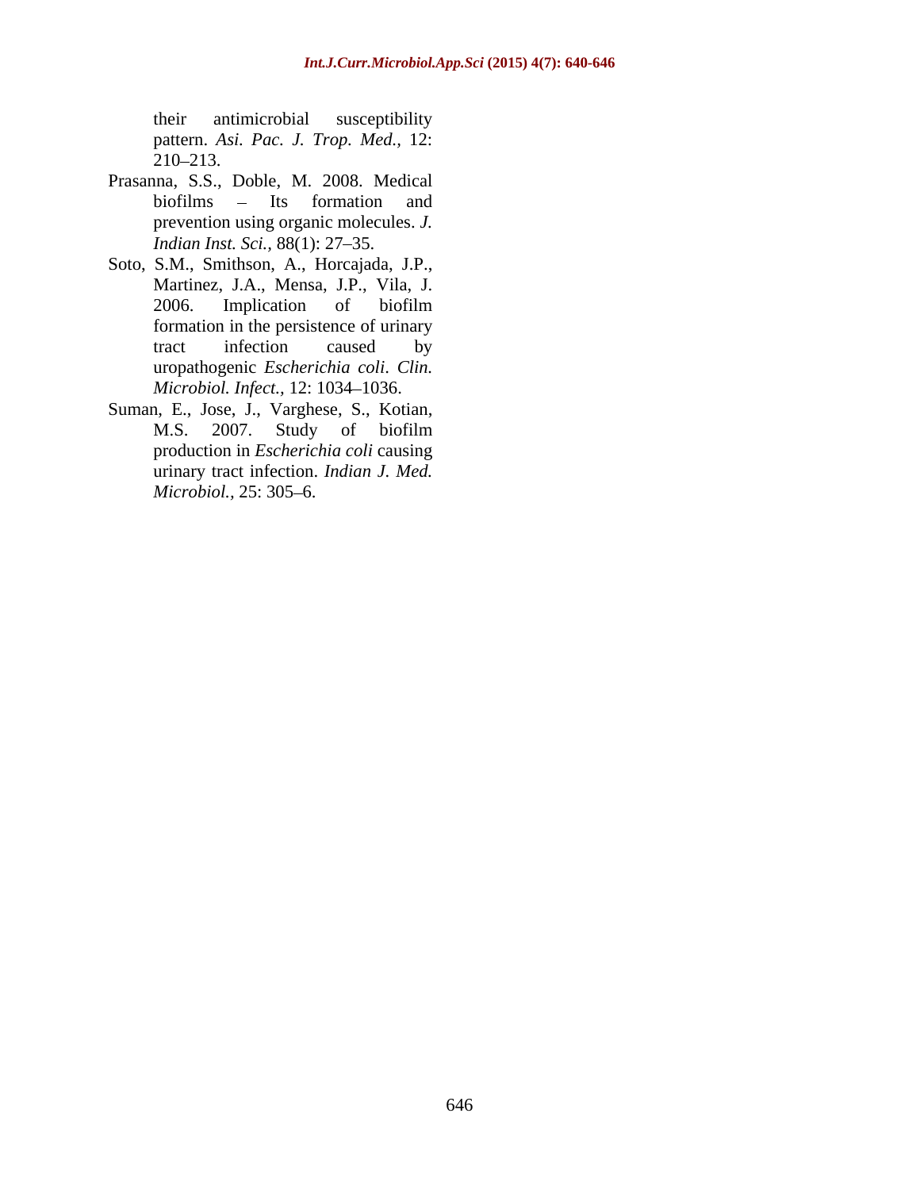their antimicrobial susceptibility pattern. *Asi. Pac. J. Trop. Med.,* 12: 210–213.

Prasanna, S.S., Doble, M. 2008. Medical biofilms – Its formation and prevention using organic molecules. *J. Indian Inst. Sci.,* 88(1): 27–35.

Soto, S.M., Smithson, A., Horcajada, J.P., Martinez, J.A., Mensa, J.P., Vila, J. 2006. Implication of biofilm formation in the persistence of urinary tract infection caused by uropathogenic *Escherichia coli*. *Clin. Microbiol. Infect.,* 12: 1034–1036.

Suman, E., Jose, J., Varghese, S., Kotian, M.S. 2007. Study of biofilm production in *Escherichia coli* causing urinary tract infection. *Indian J. Med. Microbiol.,* 25: 305–6.